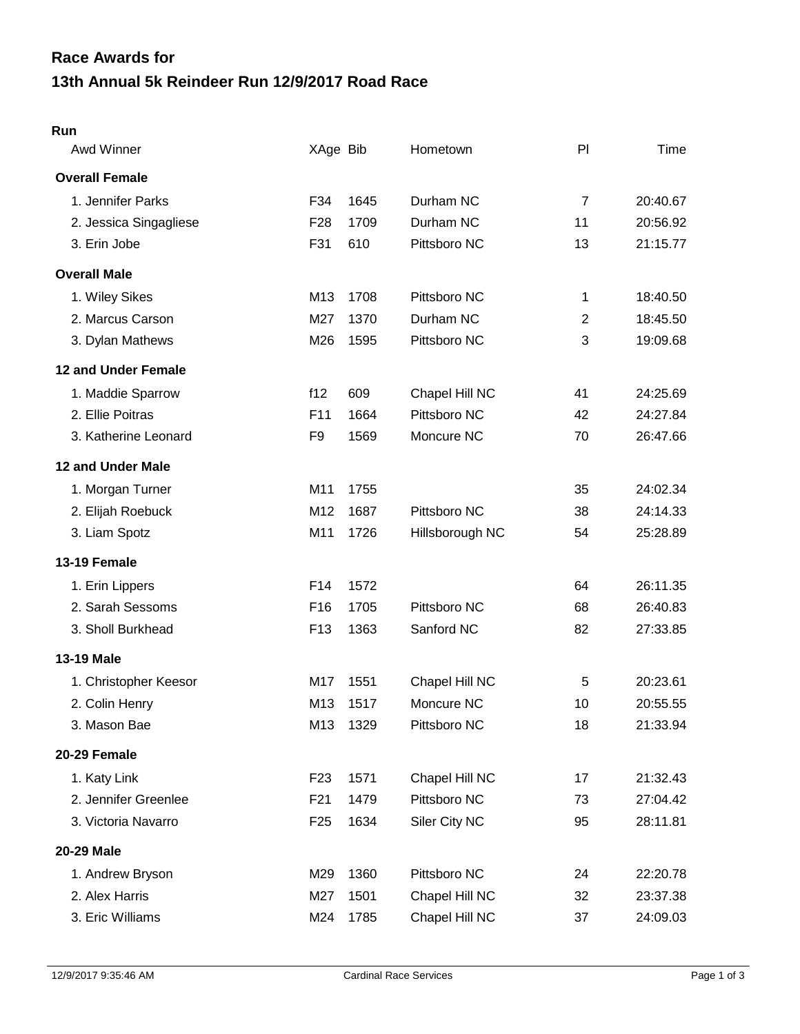# Race Awards for
# 13th Annual 5k Reindeer Run 12/9/2017 Road Race

**Run**

| Awd Winner | XAge | Bib | Hometown | Pl | Time |
|---|---|---|---|---|---|
| **Overall Female** | | | | | |
| 1. Jennifer Parks | F34 | 1645 | Durham NC | 7 | 20:40.67 |
| 2. Jessica Singagliese | F28 | 1709 | Durham NC | 11 | 20:56.92 |
| 3. Erin Jobe | F31 | 610 | Pittsboro NC | 13 | 21:15.77 |
| **Overall Male** | | | | | |
| 1. Wiley Sikes | M13 | 1708 | Pittsboro NC | 1 | 18:40.50 |
| 2. Marcus Carson | M27 | 1370 | Durham NC | 2 | 18:45.50 |
| 3. Dylan Mathews | M26 | 1595 | Pittsboro NC | 3 | 19:09.68 |
| **12 and Under Female** | | | | | |
| 1. Maddie Sparrow | f12 | 609 | Chapel Hill NC | 41 | 24:25.69 |
| 2. Ellie Poitras | F11 | 1664 | Pittsboro NC | 42 | 24:27.84 |
| 3. Katherine Leonard | F9 | 1569 | Moncure NC | 70 | 26:47.66 |
| **12 and Under Male** | | | | | |
| 1. Morgan Turner | M11 | 1755 | | 35 | 24:02.34 |
| 2. Elijah Roebuck | M12 | 1687 | Pittsboro NC | 38 | 24:14.33 |
| 3. Liam Spotz | M11 | 1726 | Hillsborough NC | 54 | 25:28.89 |
| **13-19 Female** | | | | | |
| 1. Erin Lippers | F14 | 1572 | | 64 | 26:11.35 |
| 2. Sarah Sessoms | F16 | 1705 | Pittsboro NC | 68 | 26:40.83 |
| 3. Sholl Burkhead | F13 | 1363 | Sanford NC | 82 | 27:33.85 |
| **13-19 Male** | | | | | |
| 1. Christopher Keesor | M17 | 1551 | Chapel Hill NC | 5 | 20:23.61 |
| 2. Colin Henry | M13 | 1517 | Moncure NC | 10 | 20:55.55 |
| 3. Mason Bae | M13 | 1329 | Pittsboro NC | 18 | 21:33.94 |
| **20-29 Female** | | | | | |
| 1. Katy Link | F23 | 1571 | Chapel Hill NC | 17 | 21:32.43 |
| 2. Jennifer Greenlee | F21 | 1479 | Pittsboro NC | 73 | 27:04.42 |
| 3. Victoria Navarro | F25 | 1634 | Siler City NC | 95 | 28:11.81 |
| **20-29 Male** | | | | | |
| 1. Andrew Bryson | M29 | 1360 | Pittsboro NC | 24 | 22:20.78 |
| 2. Alex Harris | M27 | 1501 | Chapel Hill NC | 32 | 23:37.38 |
| 3. Eric Williams | M24 | 1785 | Chapel Hill NC | 37 | 24:09.03 |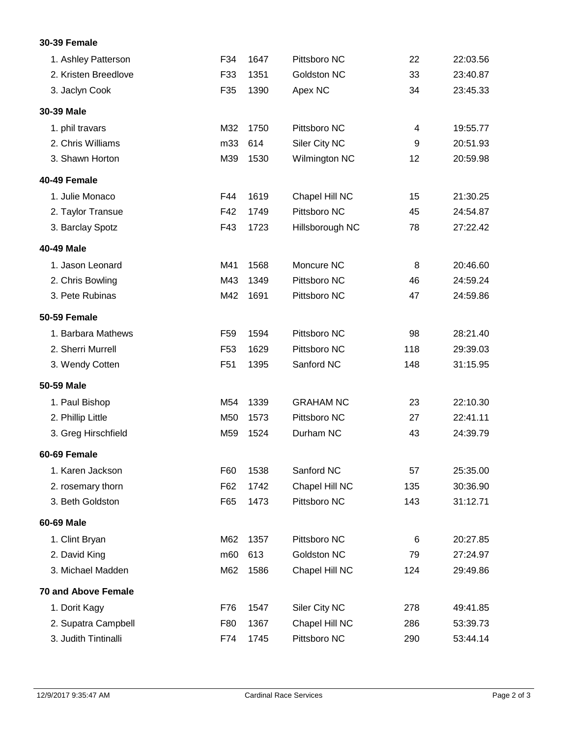**30-39 Female**

| Place | Name | Age | Bib | City | Overall | Time |
|---|---|---|---|---|---|---|
| 1. | Ashley Patterson | F34 | 1647 | Pittsboro NC | 22 | 22:03.56 |
| 2. | Kristen Breedlove | F33 | 1351 | Goldston NC | 33 | 23:40.87 |
| 3. | Jaclyn Cook | F35 | 1390 | Apex NC | 34 | 23:45.33 |

**30-39 Male**

| Place | Name | Age | Bib | City | Overall | Time |
|---|---|---|---|---|---|---|
| 1. | phil travars | M32 | 1750 | Pittsboro NC | 4 | 19:55.77 |
| 2. | Chris Williams | m33 | 614 | Siler City NC | 9 | 20:51.93 |
| 3. | Shawn Horton | M39 | 1530 | Wilmington NC | 12 | 20:59.98 |

**40-49 Female**

| Place | Name | Age | Bib | City | Overall | Time |
|---|---|---|---|---|---|---|
| 1. | Julie Monaco | F44 | 1619 | Chapel Hill NC | 15 | 21:30.25 |
| 2. | Taylor Transue | F42 | 1749 | Pittsboro NC | 45 | 24:54.87 |
| 3. | Barclay Spotz | F43 | 1723 | Hillsborough NC | 78 | 27:22.42 |

**40-49 Male**

| Place | Name | Age | Bib | City | Overall | Time |
|---|---|---|---|---|---|---|
| 1. | Jason Leonard | M41 | 1568 | Moncure NC | 8 | 20:46.60 |
| 2. | Chris Bowling | M43 | 1349 | Pittsboro NC | 46 | 24:59.24 |
| 3. | Pete Rubinas | M42 | 1691 | Pittsboro NC | 47 | 24:59.86 |

**50-59 Female**

| Place | Name | Age | Bib | City | Overall | Time |
|---|---|---|---|---|---|---|
| 1. | Barbara Mathews | F59 | 1594 | Pittsboro NC | 98 | 28:21.40 |
| 2. | Sherri Murrell | F53 | 1629 | Pittsboro NC | 118 | 29:39.03 |
| 3. | Wendy Cotten | F51 | 1395 | Sanford NC | 148 | 31:15.95 |

**50-59 Male**

| Place | Name | Age | Bib | City | Overall | Time |
|---|---|---|---|---|---|---|
| 1. | Paul Bishop | M54 | 1339 | GRAHAM NC | 23 | 22:10.30 |
| 2. | Phillip Little | M50 | 1573 | Pittsboro NC | 27 | 22:41.11 |
| 3. | Greg Hirschfield | M59 | 1524 | Durham NC | 43 | 24:39.79 |

**60-69 Female**

| Place | Name | Age | Bib | City | Overall | Time |
|---|---|---|---|---|---|---|
| 1. | Karen Jackson | F60 | 1538 | Sanford NC | 57 | 25:35.00 |
| 2. | rosemary thorn | F62 | 1742 | Chapel Hill NC | 135 | 30:36.90 |
| 3. | Beth Goldston | F65 | 1473 | Pittsboro NC | 143 | 31:12.71 |

**60-69 Male**

| Place | Name | Age | Bib | City | Overall | Time |
|---|---|---|---|---|---|---|
| 1. | Clint Bryan | M62 | 1357 | Pittsboro NC | 6 | 20:27.85 |
| 2. | David King | m60 | 613 | Goldston NC | 79 | 27:24.97 |
| 3. | Michael Madden | M62 | 1586 | Chapel Hill NC | 124 | 29:49.86 |

**70 and Above Female**

| Place | Name | Age | Bib | City | Overall | Time |
|---|---|---|---|---|---|---|
| 1. | Dorit Kagy | F76 | 1547 | Siler City NC | 278 | 49:41.85 |
| 2. | Supatra Campbell | F80 | 1367 | Chapel Hill NC | 286 | 53:39.73 |
| 3. | Judith Tintinalli | F74 | 1745 | Pittsboro NC | 290 | 53:44.14 |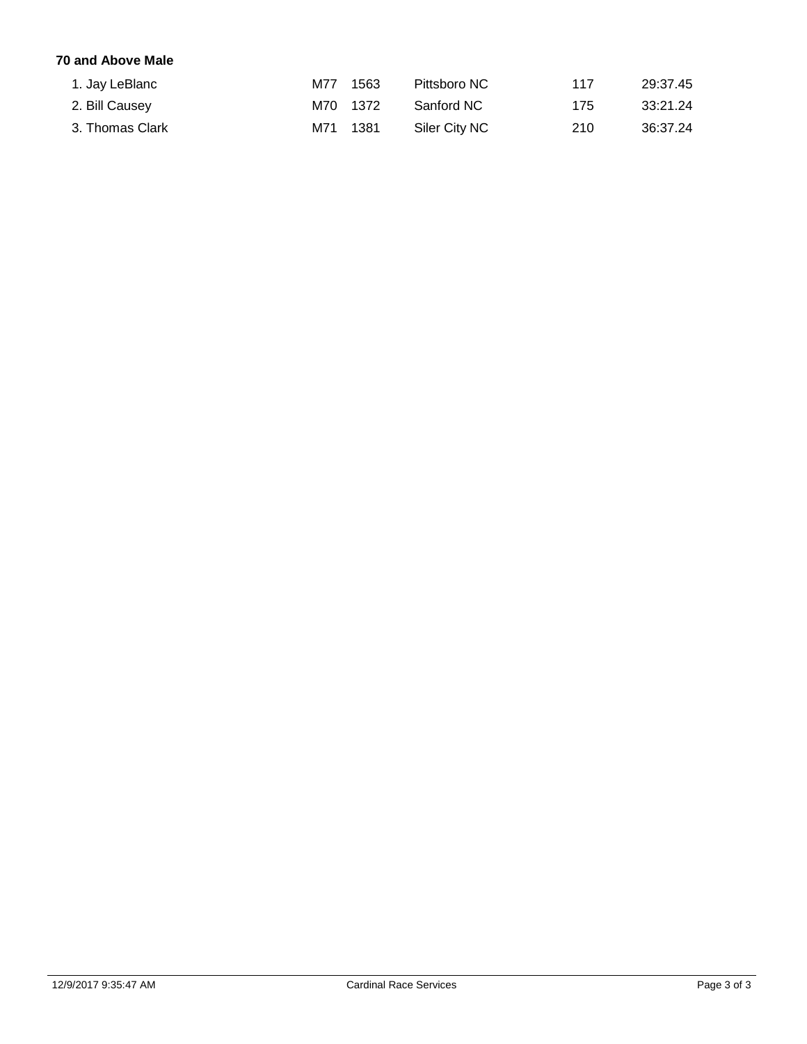**70 and Above Male**

| | | | | | |
|---|---|---|---|---|---|
| 1. Jay LeBlanc | M77 | 1563 | Pittsboro NC | 117 | 29:37.45 |
| 2. Bill Causey | M70 | 1372 | Sanford NC | 175 | 33:21.24 |
| 3. Thomas Clark | M71 | 1381 | Siler City NC | 210 | 36:37.24 |